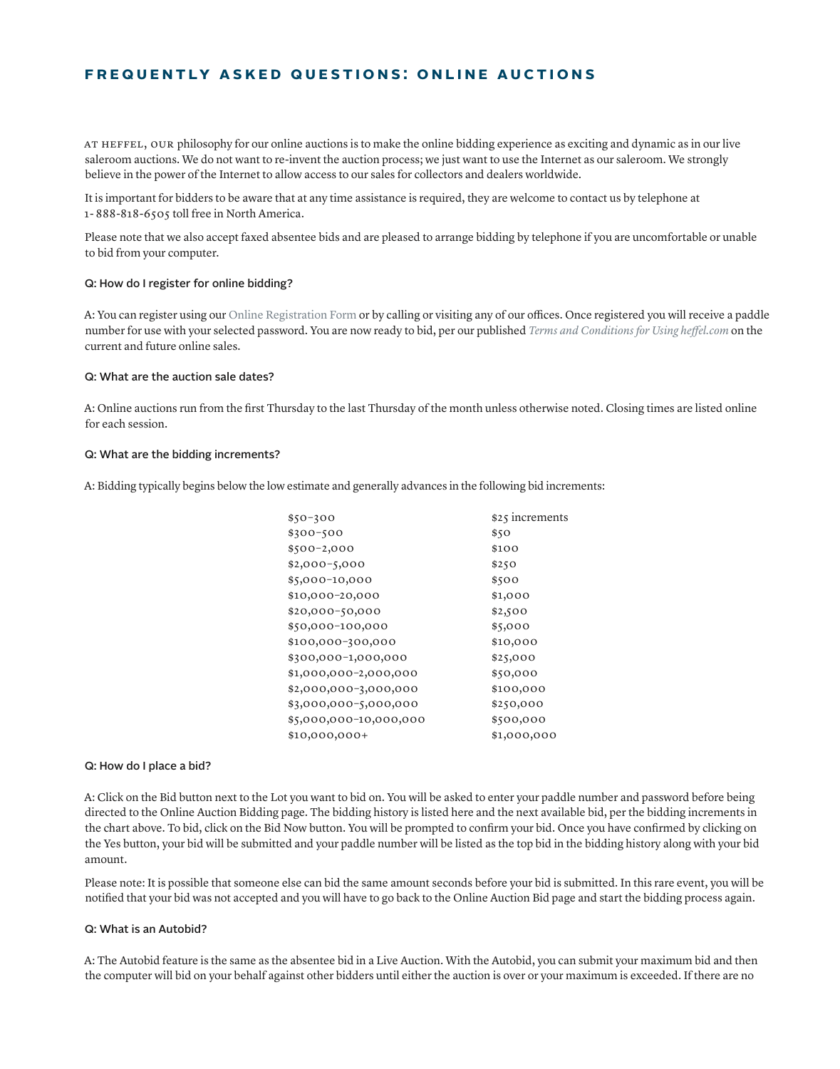# FREQUENTLY ASKED QUESTIONS: ONLINE AUCTIONS

AT HEFFEL, OUR philosophy for our online auctions is to make the online bidding experience as exciting and dynamic as in our live saleroom auctions. We do not want to re-invent the auction process; we just want to use the Internet as our saleroom. We strongly believe in the power of the Internet to allow access to our sales for collectors and dealers worldwide.

It is important for bidders to be aware that at any time assistance is required, they are welcome to contact us by telephone at 1-888-818-6505 toll free in North America.

Please note that we also accept faxed absentee bids and are pleased to arrange bidding by telephone if you are uncomfortable or unable to bid from your computer.

**Q: How do I register for online bidding?**

A: You can register using our Online Registration Form or by calling or visiting any of our offices. Once registered you will receive a paddle number for use with your selected password. You are now ready to bid, per our published *Terms and Conditions for Using heffel.com* on the current and future online sales.

**Q: What are the auction sale dates?**

A: Online auctions run from the first Thursday to the last Thursday of the month unless otherwise noted. Closing times are listed online for each session.

**Q: What are the bidding increments?**

A: Bidding typically begins below the low estimate and generally advances in the following bid increments:

| Range | Increment |
|---|---|
| $50–300 | $25 increments |
| $300–500 | $50 |
| $500–2,000 | $100 |
| $2,000–5,000 | $250 |
| $5,000–10,000 | $500 |
| $10,000–20,000 | $1,000 |
| $20,000–50,000 | $2,500 |
| $50,000–100,000 | $5,000 |
| $100,000–300,000 | $10,000 |
| $300,000–1,000,000 | $25,000 |
| $1,000,000–2,000,000 | $50,000 |
| $2,000,000–3,000,000 | $100,000 |
| $3,000,000–5,000,000 | $250,000 |
| $5,000,000–10,000,000 | $500,000 |
| $10,000,000+ | $1,000,000 |

**Q: How do I place a bid?**

A: Click on the Bid button next to the Lot you want to bid on. You will be asked to enter your paddle number and password before being directed to the Online Auction Bidding page. The bidding history is listed here and the next available bid, per the bidding increments in the chart above. To bid, click on the Bid Now button. You will be prompted to confirm your bid. Once you have confirmed by clicking on the Yes button, your bid will be submitted and your paddle number will be listed as the top bid in the bidding history along with your bid amount.

Please note: It is possible that someone else can bid the same amount seconds before your bid is submitted. In this rare event, you will be notified that your bid was not accepted and you will have to go back to the Online Auction Bid page and start the bidding process again.

**Q: What is an Autobid?**

A: The Autobid feature is the same as the absentee bid in a Live Auction. With the Autobid, you can submit your maximum bid and then the computer will bid on your behalf against other bidders until either the auction is over or your maximum is exceeded. If there are no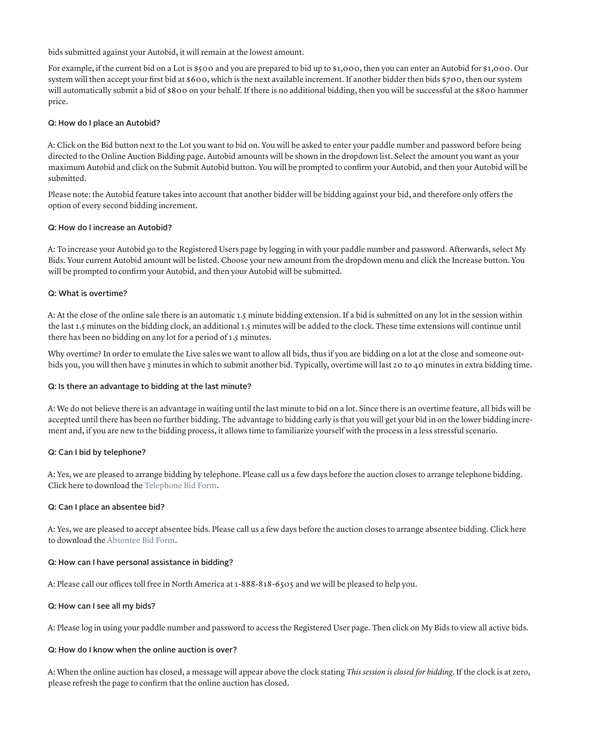bids submitted against your Autobid, it will remain at the lowest amount.

For example, if the current bid on a Lot is $500 and you are prepared to bid up to $1,000, then you can enter an Autobid for $1,000. Our system will then accept your first bid at $600, which is the next available increment. If another bidder then bids $700, then our system will automatically submit a bid of $800 on your behalf. If there is no additional bidding, then you will be successful at the $800 hammer price.

### Q: How do I place an Autobid?

A: Click on the Bid button next to the Lot you want to bid on. You will be asked to enter your paddle number and password before being directed to the Online Auction Bidding page. Autobid amounts will be shown in the dropdown list. Select the amount you want as your maximum Autobid and click on the Submit Autobid button. You will be prompted to confirm your Autobid, and then your Autobid will be submitted.

Please note: the Autobid feature takes into account that another bidder will be bidding against your bid, and therefore only offers the option of every second bidding increment.

### Q: How do I increase an Autobid?

A: To increase your Autobid go to the Registered Users page by logging in with your paddle number and password. Afterwards, select My Bids. Your current Autobid amount will be listed. Choose your new amount from the dropdown menu and click the Increase button. You will be prompted to confirm your Autobid, and then your Autobid will be submitted.

### Q: What is overtime?

A: At the close of the online sale there is an automatic 1.5 minute bidding extension. If a bid is submitted on any lot in the session within the last 1.5 minutes on the bidding clock, an additional 1.5 minutes will be added to the clock. These time extensions will continue until there has been no bidding on any lot for a period of 1.5 minutes.

Why overtime? In order to emulate the Live sales we want to allow all bids, thus if you are bidding on a lot at the close and someone out-bids you, you will then have 3 minutes in which to submit another bid. Typically, overtime will last 20 to 40 minutes in extra bidding time.

### Q: Is there an advantage to bidding at the last minute?

A: We do not believe there is an advantage in waiting until the last minute to bid on a lot. Since there is an overtime feature, all bids will be accepted until there has been no further bidding. The advantage to bidding early is that you will get your bid in on the lower bidding increment and, if you are new to the bidding process, it allows time to familiarize yourself with the process in a less stressful scenario.

### Q: Can I bid by telephone?

A: Yes, we are pleased to arrange bidding by telephone. Please call us a few days before the auction closes to arrange telephone bidding. Click here to download the Telephone Bid Form.

### Q: Can I place an absentee bid?

A: Yes, we are pleased to accept absentee bids. Please call us a few days before the auction closes to arrange absentee bidding. Click here to download the Absentee Bid Form.

### Q: How can I have personal assistance in bidding?

A: Please call our offices toll free in North America at 1-888-818-6505 and we will be pleased to help you.

### Q: How can I see all my bids?

A: Please log in using your paddle number and password to access the Registered User page. Then click on My Bids to view all active bids.

### Q: How do I know when the online auction is over?

A: When the online auction has closed, a message will appear above the clock stating *This session is closed for bidding.* If the clock is at zero, please refresh the page to confirm that the online auction has closed.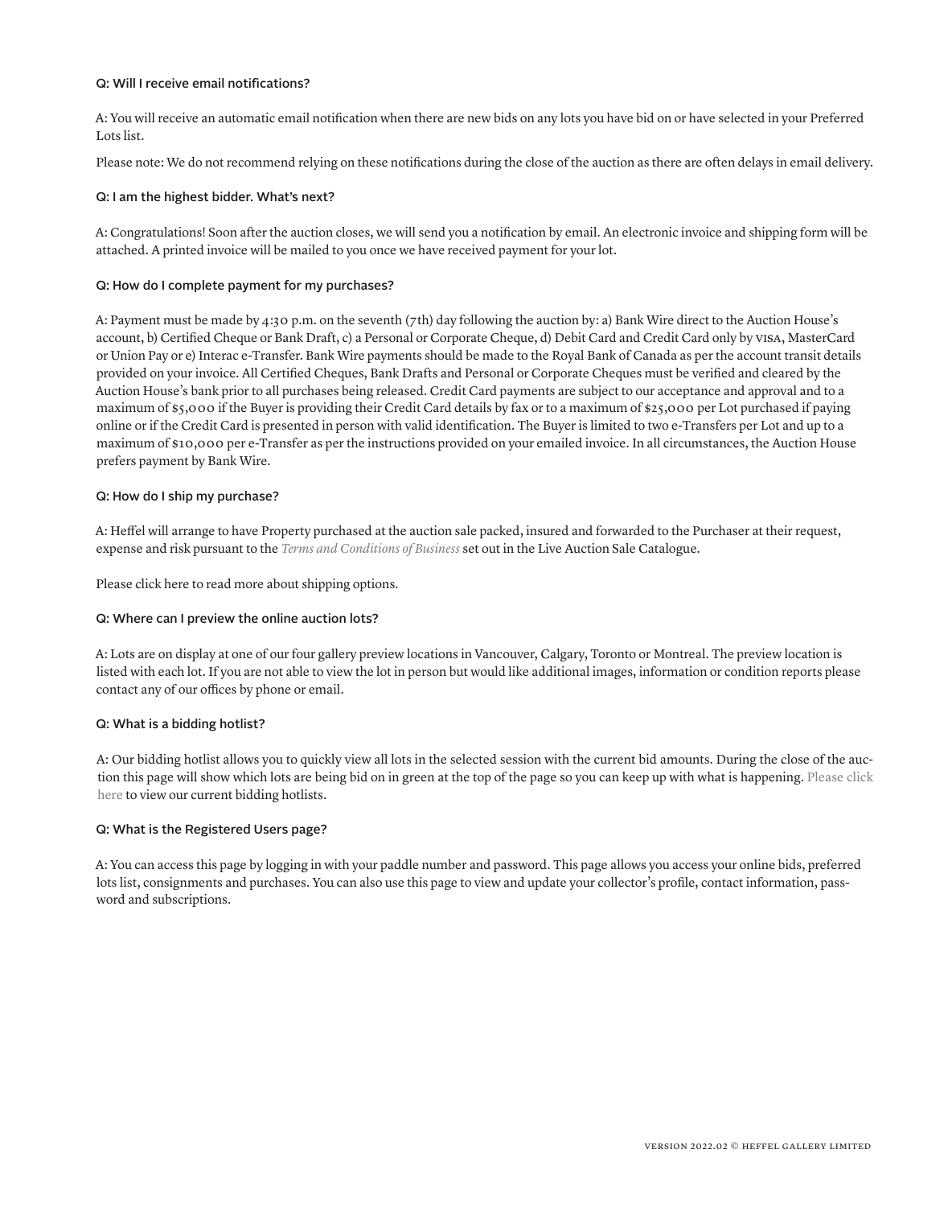### Q: Will I receive email notifications?

A: You will receive an automatic email notification when there are new bids on any lots you have bid on or have selected in your Preferred Lots list.

Please note: We do not recommend relying on these notifications during the close of the auction as there are often delays in email delivery.

### Q: I am the highest bidder. What's next?

A: Congratulations! Soon after the auction closes, we will send you a notification by email. An electronic invoice and shipping form will be attached. A printed invoice will be mailed to you once we have received payment for your lot.

### Q: How do I complete payment for my purchases?

A: Payment must be made by 4:30 p.m. on the seventh (7th) day following the auction by: a) Bank Wire direct to the Auction House's account, b) Certified Cheque or Bank Draft, c) a Personal or Corporate Cheque, d) Debit Card and Credit Card only by VISA, MasterCard or Union Pay or e) Interac e-Transfer. Bank Wire payments should be made to the Royal Bank of Canada as per the account transit details provided on your invoice. All Certified Cheques, Bank Drafts and Personal or Corporate Cheques must be verified and cleared by the Auction House's bank prior to all purchases being released. Credit Card payments are subject to our acceptance and approval and to a maximum of $5,000 if the Buyer is providing their Credit Card details by fax or to a maximum of $25,000 per Lot purchased if paying online or if the Credit Card is presented in person with valid identification. The Buyer is limited to two e-Transfers per Lot and up to a maximum of $10,000 per e-Transfer as per the instructions provided on your emailed invoice. In all circumstances, the Auction House prefers payment by Bank Wire.

### Q: How do I ship my purchase?

A: Heffel will arrange to have Property purchased at the auction sale packed, insured and forwarded to the Purchaser at their request, expense and risk pursuant to the *Terms and Conditions of Business* set out in the Live Auction Sale Catalogue.

Please click here to read more about shipping options.

### Q: Where can I preview the online auction lots?

A: Lots are on display at one of our four gallery preview locations in Vancouver, Calgary, Toronto or Montreal. The preview location is listed with each lot. If you are not able to view the lot in person but would like additional images, information or condition reports please contact any of our offices by phone or email.

### Q: What is a bidding hotlist?

A: Our bidding hotlist allows you to quickly view all lots in the selected session with the current bid amounts. During the close of the auction this page will show which lots are being bid on in green at the top of the page so you can keep up with what is happening. Please click here to view our current bidding hotlists.

### Q: What is the Registered Users page?

A: You can access this page by logging in with your paddle number and password. This page allows you access your online bids, preferred lots list, consignments and purchases. You can also use this page to view and update your collector's profile, contact information, password and subscriptions.